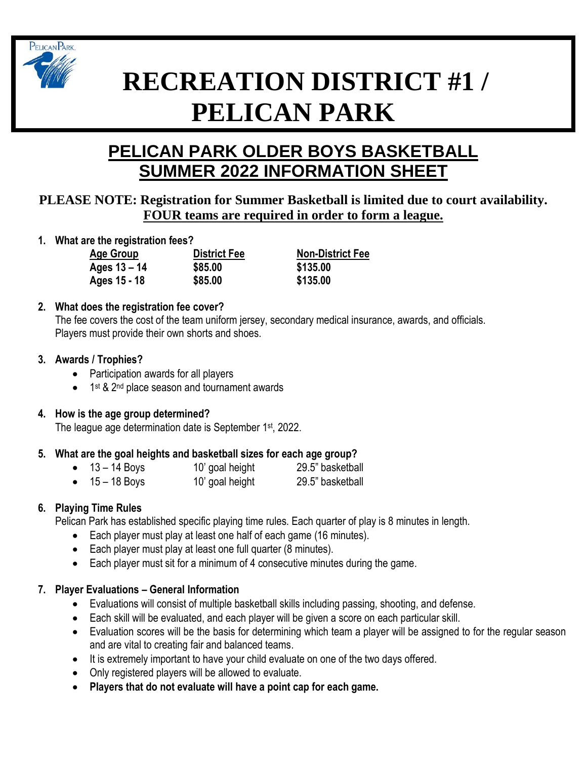# RECREATION DISTRICT #1 / PELICAN PARK

## PELICAN PARK OLDER BOYS BASKETBALL SUMMER 2022 INFORMATION SHEET

**PLEASE NOTE: Registration for Summer Basketball is limited due to court availability. FOUR teams are required in order to form a league.**

1. **What are the registration fees?**

| Age Group | District Fee | Non-District Fee |
| --- | --- | --- |
| Ages 13 – 14 | $85.00 | $135.00 |
| Ages 15 - 18 | $85.00 | $135.00 |

2. **What does the registration fee cover?**
   The fee covers the cost of the team uniform jersey, secondary medical insurance, awards, and officials. Players must provide their own shorts and shoes.

3. **Awards / Trophies?**
   - Participation awards for all players
   - 1st & 2nd place season and tournament awards

4. **How is the age group determined?**
   The league age determination date is September 1st, 2022.

5. **What are the goal heights and basketball sizes for each age group?**
   - 13 – 14 Boys — 10' goal height — 29.5" basketball
   - 15 – 18 Boys — 10' goal height — 29.5" basketball

6. **Playing Time Rules**
   Pelican Park has established specific playing time rules. Each quarter of play is 8 minutes in length.
   - Each player must play at least one half of each game (16 minutes).
   - Each player must play at least one full quarter (8 minutes).
   - Each player must sit for a minimum of 4 consecutive minutes during the game.

7. **Player Evaluations – General Information**
   - Evaluations will consist of multiple basketball skills including passing, shooting, and defense.
   - Each skill will be evaluated, and each player will be given a score on each particular skill.
   - Evaluation scores will be the basis for determining which team a player will be assigned to for the regular season and are vital to creating fair and balanced teams.
   - It is extremely important to have your child evaluate on one of the two days offered.
   - Only registered players will be allowed to evaluate.
   - **Players that do not evaluate will have a point cap for each game.**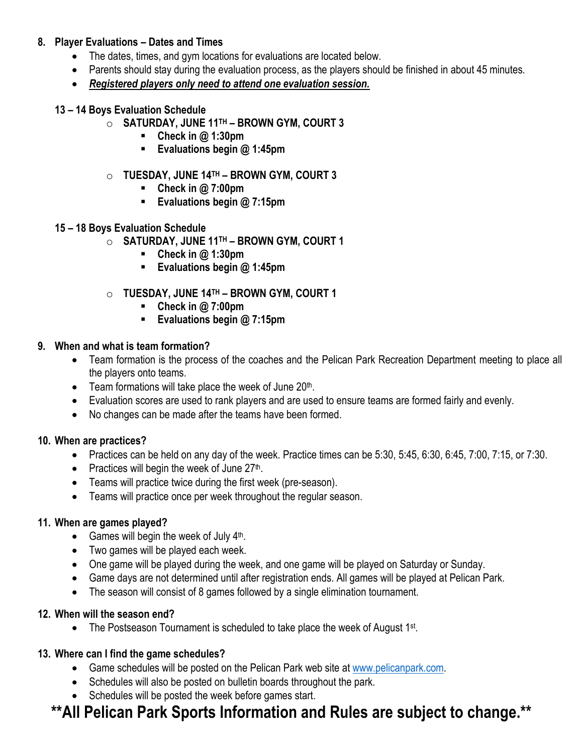**8. Player Evaluations – Dates and Times**

- The dates, times, and gym locations for evaluations are located below.
- Parents should stay during the evaluation process, as the players should be finished in about 45 minutes.
- ***Registered players only need to attend one evaluation session.***

**13 – 14 Boys Evaluation Schedule**

- **SATURDAY, JUNE 11TH – BROWN GYM, COURT 3**
  - **Check in @ 1:30pm**
  - **Evaluations begin @ 1:45pm**
- **TUESDAY, JUNE 14TH – BROWN GYM, COURT 3**
  - **Check in @ 7:00pm**
  - **Evaluations begin @ 7:15pm**

**15 – 18 Boys Evaluation Schedule**

- **SATURDAY, JUNE 11TH – BROWN GYM, COURT 1**
  - **Check in @ 1:30pm**
  - **Evaluations begin @ 1:45pm**
- **TUESDAY, JUNE 14TH – BROWN GYM, COURT 1**
  - **Check in @ 7:00pm**
  - **Evaluations begin @ 7:15pm**

**9. When and what is team formation?**

- Team formation is the process of the coaches and the Pelican Park Recreation Department meeting to place all the players onto teams.
- Team formations will take place the week of June 20th.
- Evaluation scores are used to rank players and are used to ensure teams are formed fairly and evenly.
- No changes can be made after the teams have been formed.

**10. When are practices?**

- Practices can be held on any day of the week. Practice times can be 5:30, 5:45, 6:30, 6:45, 7:00, 7:15, or 7:30.
- Practices will begin the week of June 27th.
- Teams will practice twice during the first week (pre-season).
- Teams will practice once per week throughout the regular season.

**11. When are games played?**

- Games will begin the week of July 4th.
- Two games will be played each week.
- One game will be played during the week, and one game will be played on Saturday or Sunday.
- Game days are not determined until after registration ends. All games will be played at Pelican Park.
- The season will consist of 8 games followed by a single elimination tournament.

**12. When will the season end?**

- The Postseason Tournament is scheduled to take place the week of August 1st.

**13. Where can I find the game schedules?**

- Game schedules will be posted on the Pelican Park web site at www.pelicanpark.com.
- Schedules will also be posted on bulletin boards throughout the park.
- Schedules will be posted the week before games start.

## **All Pelican Park Sports Information and Rules are subject to change.**